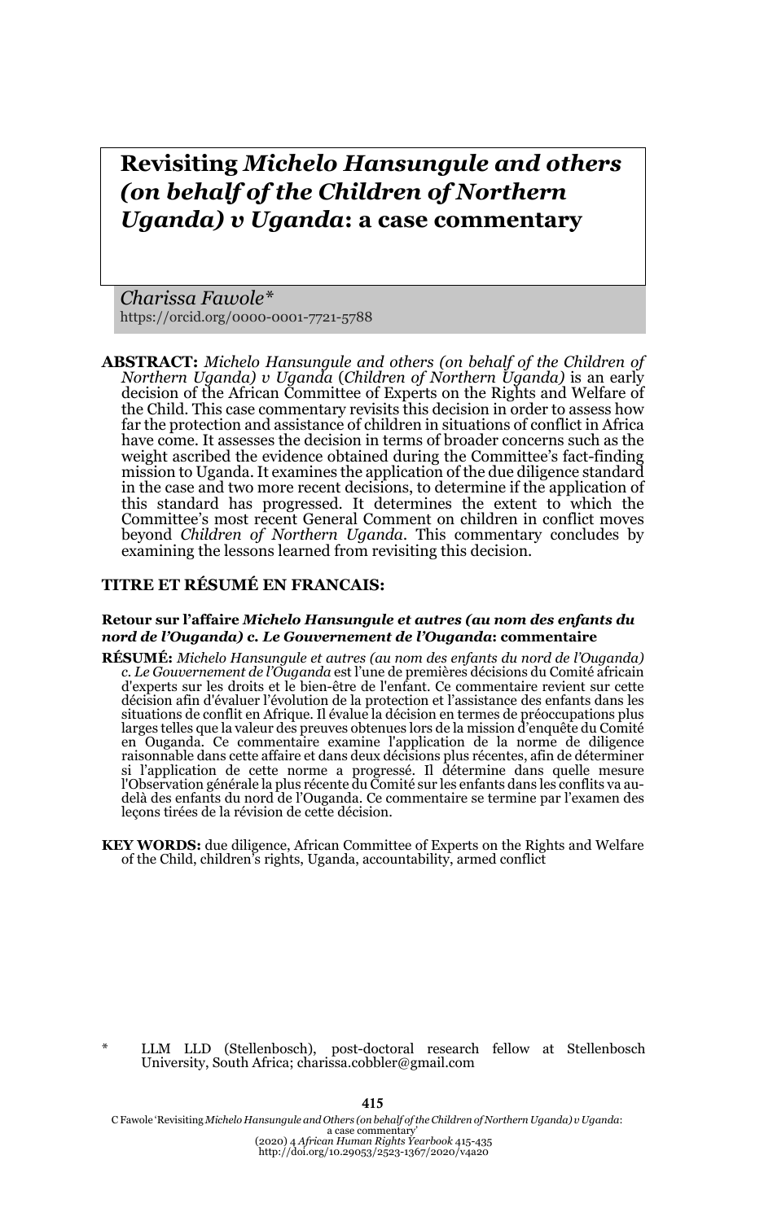# Revisiting *Michelo Hansungule and others (on behalf of the Children of Northern Uganda) v Uganda*: a case commentary

*Charissa Fawole\**
https://orcid.org/0000-0001-7721-5788

**ABSTRACT:** *Michelo Hansungule and others (on behalf of the Children of Northern Uganda) v Uganda* (*Children of Northern Uganda)* is an early decision of the African Committee of Experts on the Rights and Welfare of the Child. This case commentary revisits this decision in order to assess how far the protection and assistance of children in situations of conflict in Africa have come. It assesses the decision in terms of broader concerns such as the weight ascribed the evidence obtained during the Committee's fact-finding mission to Uganda. It examines the application of the due diligence standard in the case and two more recent decisions, to determine if the application of this standard has progressed. It determines the extent to which the Committee's most recent General Comment on children in conflict moves beyond *Children of Northern Uganda*. This commentary concludes by examining the lessons learned from revisiting this decision.

**TITRE ET RÉSUMÉ EN FRANCAIS:**

**Retour sur l'affaire *Michelo Hansungule et autres (au nom des enfants du nord de l'Ouganda)* c. *Le Gouvernement de l'Ouganda*: commentaire**

**RÉSUMÉ:** *Michelo Hansungule et autres (au nom des enfants du nord de l'Ouganda) c. Le Gouvernement de l'Ouganda* est l'une de premières décisions du Comité africain d'experts sur les droits et le bien-être de l'enfant. Ce commentaire revient sur cette décision afin d'évaluer l'évolution de la protection et l'assistance des enfants dans les situations de conflit en Afrique. Il évalue la décision en termes de préoccupations plus larges telles que la valeur des preuves obtenues lors de la mission d'enquête du Comité en Ouganda. Ce commentaire examine l'application de la norme de diligence raisonnable dans cette affaire et dans deux décisions plus récentes, afin de déterminer si l'application de cette norme a progressé. Il détermine dans quelle mesure l'Observation générale la plus récente du Comité sur les enfants dans les conflits va au-delà des enfants du nord de l'Ouganda. Ce commentaire se termine par l'examen des leçons tirées de la révision de cette décision.

**KEY WORDS:** due diligence, African Committee of Experts on the Rights and Welfare of the Child, children's rights, Uganda, accountability, armed conflict

\* LLM LLD (Stellenbosch), post-doctoral research fellow at Stellenbosch University, South Africa; charissa.cobbler@gmail.com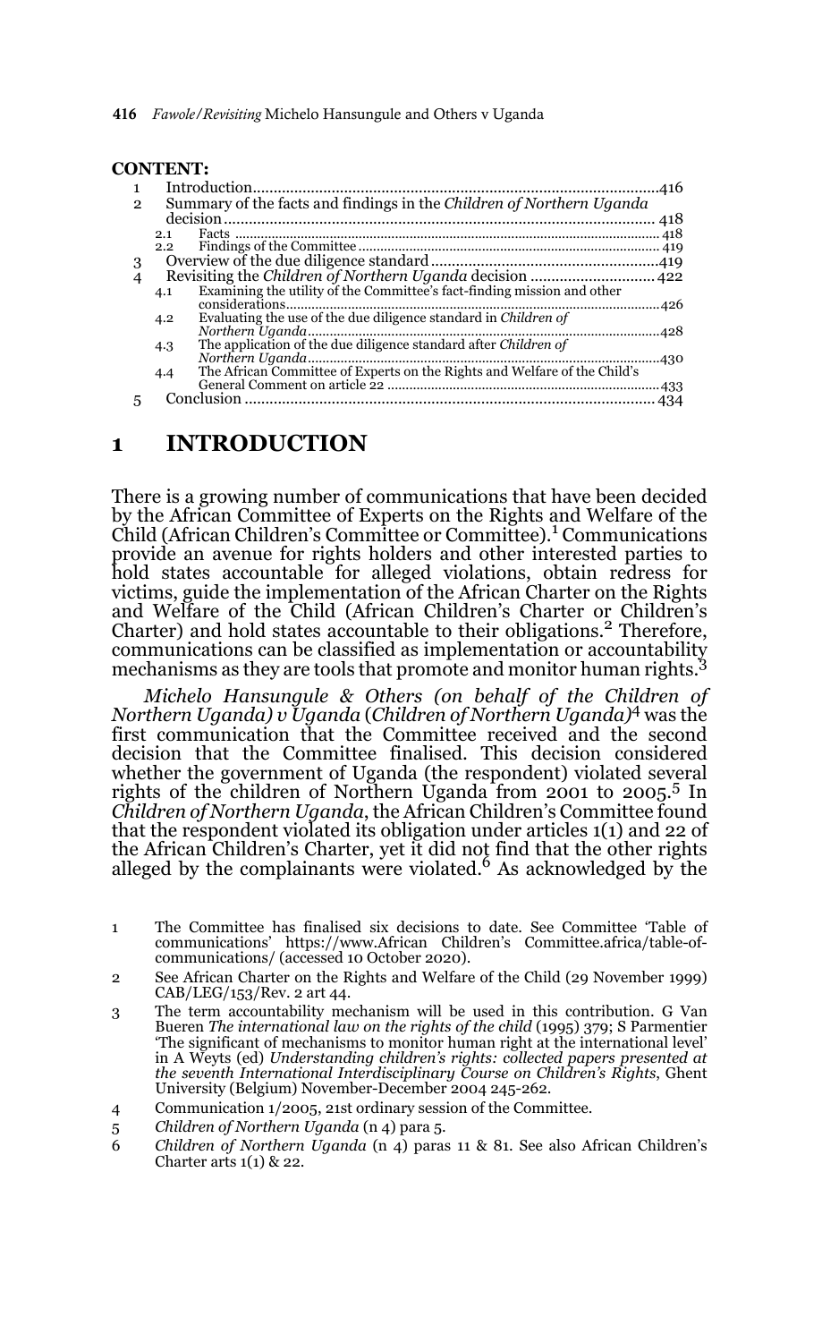**CONTENT:**

1 Introduction ... 416
2 Summary of the facts and findings in the *Children of Northern Uganda* decision ... 418
  2.1 Facts ... 418
  2.2 Findings of the Committee ... 419
3 Overview of the due diligence standard ... 419
4 Revisiting the *Children of Northern Uganda* decision ... 422
  4.1 Examining the utility of the Committee's fact-finding mission and other considerations ... 426
  4.2 Evaluating the use of the due diligence standard in *Children of Northern Uganda* ... 428
  4.3 The application of the due diligence standard after *Children of Northern Uganda* ... 430
  4.4 The African Committee of Experts on the Rights and Welfare of the Child's General Comment on article 22 ... 433
5 Conclusion ... 434

# 1 INTRODUCTION

There is a growing number of communications that have been decided by the African Committee of Experts on the Rights and Welfare of the Child (African Children's Committee or Committee).[1] Communications provide an avenue for rights holders and other interested parties to hold states accountable for alleged violations, obtain redress for victims, guide the implementation of the African Charter on the Rights and Welfare of the Child (African Children's Charter or Children's Charter) and hold states accountable to their obligations.[2] Therefore, communications can be classified as implementation or accountability mechanisms as they are tools that promote and monitor human rights.[3]

*Michelo Hansungule & Others (on behalf of the Children of Northern Uganda) v Uganda* (*Children of Northern Uganda*)[4] was the first communication that the Committee received and the second decision that the Committee finalised. This decision considered whether the government of Uganda (the respondent) violated several rights of the children of Northern Uganda from 2001 to 2005.[5] In *Children of Northern Uganda*, the African Children's Committee found that the respondent violated its obligation under articles 1(1) and 22 of the African Children's Charter, yet it did not find that the other rights alleged by the complainants were violated.[6] As acknowledged by the

1 The Committee has finalised six decisions to date. See Committee 'Table of communications' https://www.African Children's Committee.africa/table-of-communications/ (accessed 10 October 2020).

2 See African Charter on the Rights and Welfare of the Child (29 November 1999) CAB/LEG/153/Rev. 2 art 44.

3 The term accountability mechanism will be used in this contribution. G Van Bueren *The international law on the rights of the child* (1995) 379; S Parmentier 'The significant of mechanisms to monitor human right at the international level' in A Weyts (ed) *Understanding children's rights: collected papers presented at the seventh International Interdisciplinary Course on Children's Rights*, Ghent University (Belgium) November-December 2004 245-262.

4 Communication 1/2005, 21st ordinary session of the Committee.

5 *Children of Northern Uganda* (n 4) para 5.

6 *Children of Northern Uganda* (n 4) paras 11 & 81. See also African Children's Charter arts 1(1) & 22.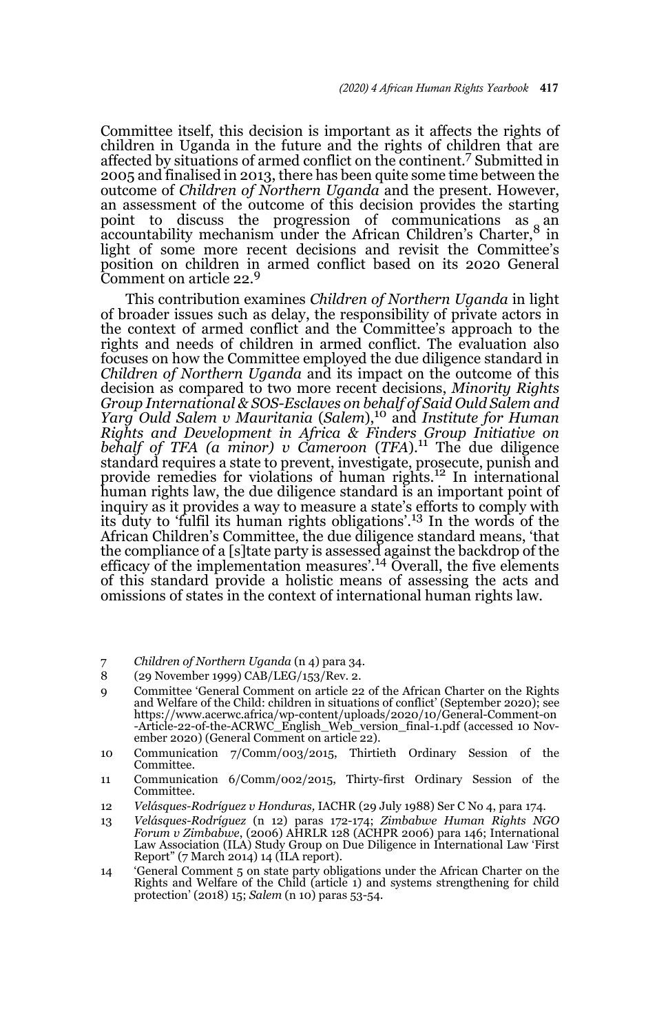Committee itself, this decision is important as it affects the rights of children in Uganda in the future and the rights of children that are affected by situations of armed conflict on the continent.[7] Submitted in 2005 and finalised in 2013, there has been quite some time between the outcome of *Children of Northern Uganda* and the present. However, an assessment of the outcome of this decision provides the starting point to discuss the progression of communications as an accountability mechanism under the African Children's Charter,[8] in light of some more recent decisions and revisit the Committee's position on children in armed conflict based on its 2020 General Comment on article 22.[9]

This contribution examines *Children of Northern Uganda* in light of broader issues such as delay, the responsibility of private actors in the context of armed conflict and the Committee's approach to the rights and needs of children in armed conflict. The evaluation also focuses on how the Committee employed the due diligence standard in *Children of Northern Uganda* and its impact on the outcome of this decision as compared to two more recent decisions, *Minority Rights Group International & SOS-Esclaves on behalf of Said Ould Salem and Yarg Ould Salem v Mauritania* (*Salem*),[10] and *Institute for Human Rights and Development in Africa & Finders Group Initiative on behalf of TFA (a minor) v Cameroon* (*TFA*).[11] The due diligence standard requires a state to prevent, investigate, prosecute, punish and provide remedies for violations of human rights.[12] In international human rights law, the due diligence standard is an important point of inquiry as it provides a way to measure a state's efforts to comply with its duty to 'fulfil its human rights obligations'.[13] In the words of the African Children's Committee, the due diligence standard means, 'that the compliance of a [s]tate party is assessed against the backdrop of the efficacy of the implementation measures'.[14] Overall, the five elements of this standard provide a holistic means of assessing the acts and omissions of states in the context of international human rights law.

---

7 *Children of Northern Uganda* (n 4) para 34.

8 (29 November 1999) CAB/LEG/153/Rev. 2.

9 Committee 'General Comment on article 22 of the African Charter on the Rights and Welfare of the Child: children in situations of conflict' (September 2020); see https://www.acerwc.africa/wp-content/uploads/2020/10/General-Comment-on-Article-22-of-the-ACRWC_English_Web_version_final-1.pdf (accessed 10 November 2020) (General Comment on article 22).

10 Communication 7/Comm/003/2015, Thirtieth Ordinary Session of the Committee.

11 Communication 6/Comm/002/2015, Thirty-first Ordinary Session of the Committee.

12 *Velásques-Rodríguez v Honduras,* IACHR (29 July 1988) Ser C No 4, para 174.

13 *Velásques-Rodríguez* (n 12) paras 172-174; *Zimbabwe Human Rights NGO Forum v Zimbabwe*, (2006) AHRLR 128 (ACHPR 2006) para 146; International Law Association (ILA) Study Group on Due Diligence in International Law 'First Report" (7 March 2014) 14 (ILA report).

14 'General Comment 5 on state party obligations under the African Charter on the Rights and Welfare of the Child (article 1) and systems strengthening for child protection' (2018) 15; *Salem* (n 10) paras 53-54.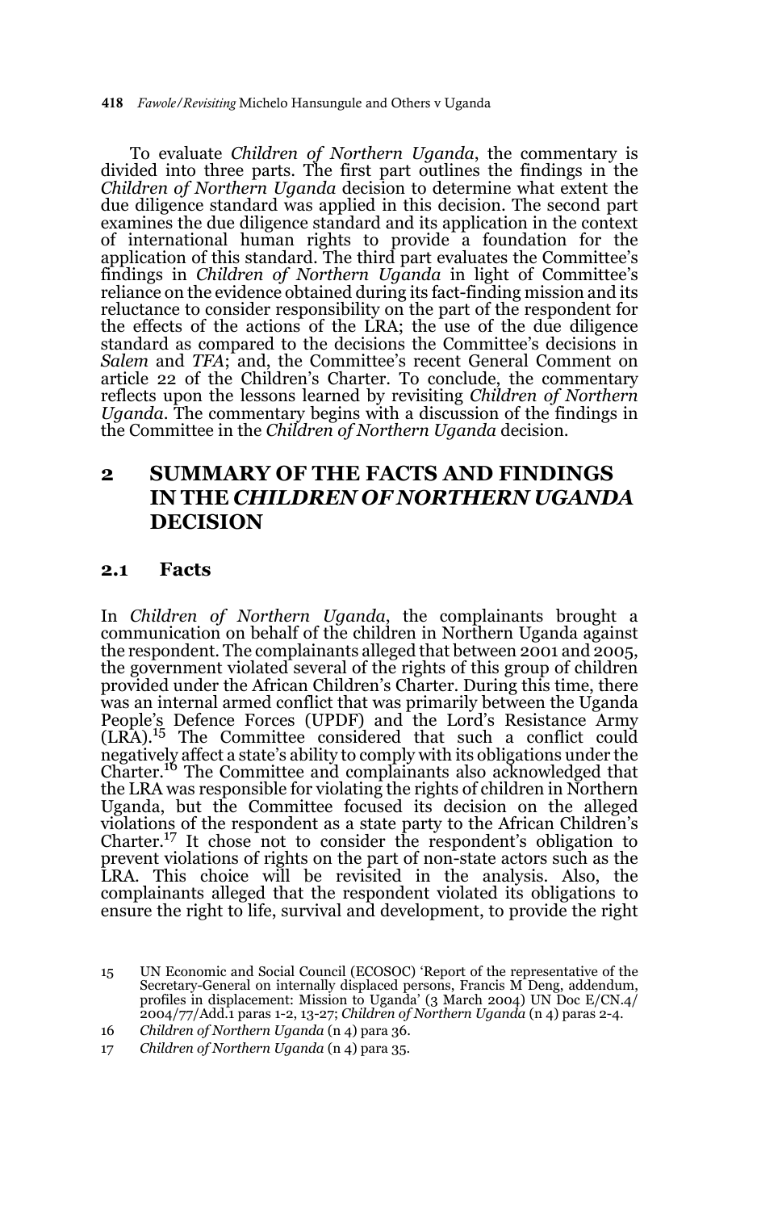To evaluate *Children of Northern Uganda*, the commentary is divided into three parts. The first part outlines the findings in the *Children of Northern Uganda* decision to determine what extent the due diligence standard was applied in this decision. The second part examines the due diligence standard and its application in the context of international human rights to provide a foundation for the application of this standard. The third part evaluates the Committee's findings in *Children of Northern Uganda* in light of Committee's reliance on the evidence obtained during its fact-finding mission and its reluctance to consider responsibility on the part of the respondent for the effects of the actions of the LRA; the use of the due diligence standard as compared to the decisions the Committee's decisions in *Salem* and *TFA*; and, the Committee's recent General Comment on article 22 of the Children's Charter. To conclude, the commentary reflects upon the lessons learned by revisiting *Children of Northern Uganda*. The commentary begins with a discussion of the findings in the Committee in the *Children of Northern Uganda* decision.

## 2 SUMMARY OF THE FACTS AND FINDINGS IN THE *CHILDREN OF NORTHERN UGANDA* DECISION

### 2.1 Facts

In *Children of Northern Uganda*, the complainants brought a communication on behalf of the children in Northern Uganda against the respondent. The complainants alleged that between 2001 and 2005, the government violated several of the rights of this group of children provided under the African Children's Charter. During this time, there was an internal armed conflict that was primarily between the Uganda People's Defence Forces (UPDF) and the Lord's Resistance Army (LRA).[15] The Committee considered that such a conflict could negatively affect a state's ability to comply with its obligations under the Charter.[16] The Committee and complainants also acknowledged that the LRA was responsible for violating the rights of children in Northern Uganda, but the Committee focused its decision on the alleged violations of the respondent as a state party to the African Children's Charter.[17] It chose not to consider the respondent's obligation to prevent violations of rights on the part of non-state actors such as the LRA. This choice will be revisited in the analysis. Also, the complainants alleged that the respondent violated its obligations to ensure the right to life, survival and development, to provide the right

15 UN Economic and Social Council (ECOSOC) 'Report of the representative of the Secretary-General on internally displaced persons, Francis M Deng, addendum, profiles in displacement: Mission to Uganda' (3 March 2004) UN Doc E/CN.4/2004/77/Add.1 paras 1-2, 13-27; *Children of Northern Uganda* (n 4) paras 2-4.

16 *Children of Northern Uganda* (n 4) para 36.

17 *Children of Northern Uganda* (n 4) para 35.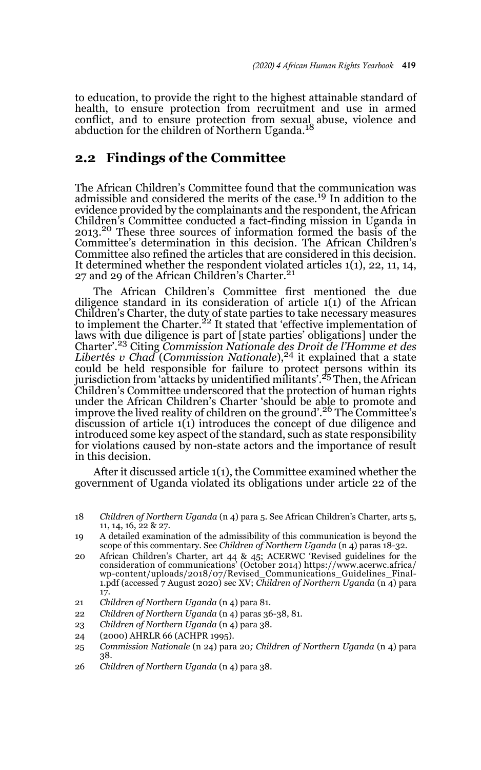to education, to provide the right to the highest attainable standard of health, to ensure protection from recruitment and use in armed conflict, and to ensure protection from sexual abuse, violence and abduction for the children of Northern Uganda.[18]

## 2.2 Findings of the Committee

The African Children's Committee found that the communication was admissible and considered the merits of the case.[19] In addition to the evidence provided by the complainants and the respondent, the African Children's Committee conducted a fact-finding mission in Uganda in 2013.[20] These three sources of information formed the basis of the Committee's determination in this decision. The African Children's Committee also refined the articles that are considered in this decision. It determined whether the respondent violated articles 1(1), 22, 11, 14, 27 and 29 of the African Children's Charter.[21]

The African Children's Committee first mentioned the due diligence standard in its consideration of article 1(1) of the African Children's Charter, the duty of state parties to take necessary measures to implement the Charter.[22] It stated that 'effective implementation of laws with due diligence is part of [state parties' obligations] under the Charter'.[23] Citing *Commission Nationale des Droit de l'Homme et des Libertés v Chad* (*Commission Nationale*),[24] it explained that a state could be held responsible for failure to protect persons within its jurisdiction from 'attacks by unidentified militants'.[25] Then, the African Children's Committee underscored that the protection of human rights under the African Children's Charter 'should be able to promote and improve the lived reality of children on the ground'.[26] The Committee's discussion of article 1(1) introduces the concept of due diligence and introduced some key aspect of the standard, such as state responsibility for violations caused by non-state actors and the importance of result in this decision.

After it discussed article 1(1), the Committee examined whether the government of Uganda violated its obligations under article 22 of the

---

18 *Children of Northern Uganda* (n 4) para 5. See African Children's Charter, arts 5, 11, 14, 16, 22 & 27.

19 A detailed examination of the admissibility of this communication is beyond the scope of this commentary. See *Children of Northern Uganda* (n 4) paras 18-32.

20 African Children's Charter, art 44 & 45; ACERWC 'Revised guidelines for the consideration of communications' (October 2014) https://www.acerwc.africa/wp-content/uploads/2018/07/Revised_Communications_Guidelines_Final-1.pdf (accessed 7 August 2020) sec XV; *Children of Northern Uganda* (n 4) para 17.

21 *Children of Northern Uganda* (n 4) para 81.

22 *Children of Northern Uganda* (n 4) paras 36-38, 81.

23 *Children of Northern Uganda* (n 4) para 38.

24 (2000) AHRLR 66 (ACHPR 1995).

25 *Commission Nationale* (n 24) para 20*; Children of Northern Uganda* (n 4) para 38.

26 *Children of Northern Uganda* (n 4) para 38.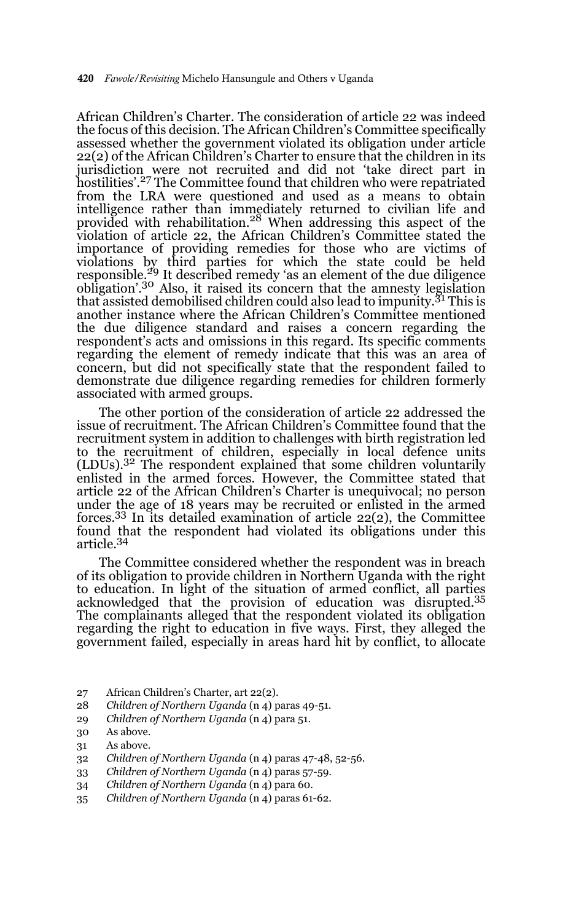African Children's Charter. The consideration of article 22 was indeed the focus of this decision. The African Children's Committee specifically assessed whether the government violated its obligation under article 22(2) of the African Children's Charter to ensure that the children in its jurisdiction were not recruited and did not 'take direct part in hostilities'.[27] The Committee found that children who were repatriated from the LRA were questioned and used as a means to obtain intelligence rather than immediately returned to civilian life and provided with rehabilitation.[28] When addressing this aspect of the violation of article 22, the African Children's Committee stated the importance of providing remedies for those who are victims of violations by third parties for which the state could be held responsible.[29] It described remedy 'as an element of the due diligence obligation'.[30] Also, it raised its concern that the amnesty legislation that assisted demobilised children could also lead to impunity.[31] This is another instance where the African Children's Committee mentioned the due diligence standard and raises a concern regarding the respondent's acts and omissions in this regard. Its specific comments regarding the element of remedy indicate that this was an area of concern, but did not specifically state that the respondent failed to demonstrate due diligence regarding remedies for children formerly associated with armed groups.

The other portion of the consideration of article 22 addressed the issue of recruitment. The African Children's Committee found that the recruitment system in addition to challenges with birth registration led to the recruitment of children, especially in local defence units (LDUs).[32] The respondent explained that some children voluntarily enlisted in the armed forces. However, the Committee stated that article 22 of the African Children's Charter is unequivocal; no person under the age of 18 years may be recruited or enlisted in the armed forces.[33] In its detailed examination of article 22(2), the Committee found that the respondent had violated its obligations under this article.[34]

The Committee considered whether the respondent was in breach of its obligation to provide children in Northern Uganda with the right to education. In light of the situation of armed conflict, all parties acknowledged that the provision of education was disrupted.[35] The complainants alleged that the respondent violated its obligation regarding the right to education in five ways. First, they alleged the government failed, especially in areas hard hit by conflict, to allocate

27 African Children's Charter, art 22(2).

28 *Children of Northern Uganda* (n 4) paras 49-51.

29 *Children of Northern Uganda* (n 4) para 51.

30 As above.

31 As above.

32 *Children of Northern Uganda* (n 4) paras 47-48, 52-56.

33 *Children of Northern Uganda* (n 4) paras 57-59.

34 *Children of Northern Uganda* (n 4) para 60.

35 *Children of Northern Uganda* (n 4) paras 61-62.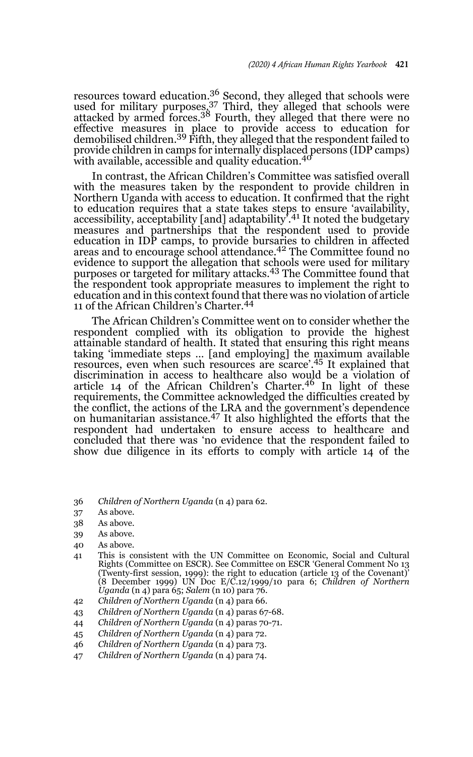resources toward education.[36] Second, they alleged that schools were used for military purposes.[37] Third, they alleged that schools were attacked by armed forces.[38] Fourth, they alleged that there were no effective measures in place to provide access to education for demobilised children.[39] Fifth, they alleged that the respondent failed to provide children in camps for internally displaced persons (IDP camps) with available, accessible and quality education.[40]

In contrast, the African Children's Committee was satisfied overall with the measures taken by the respondent to provide children in Northern Uganda with access to education. It confirmed that the right to education requires that a state takes steps to ensure 'availability, accessibility, acceptability [and] adaptability'.[41] It noted the budgetary measures and partnerships that the respondent used to provide education in IDP camps, to provide bursaries to children in affected areas and to encourage school attendance.[42] The Committee found no evidence to support the allegation that schools were used for military purposes or targeted for military attacks.[43] The Committee found that the respondent took appropriate measures to implement the right to education and in this context found that there was no violation of article 11 of the African Children's Charter.[44]

The African Children's Committee went on to consider whether the respondent complied with its obligation to provide the highest attainable standard of health. It stated that ensuring this right means taking 'immediate steps ... [and employing] the maximum available resources, even when such resources are scarce'.[45] It explained that discrimination in access to healthcare also would be a violation of article 14 of the African Children's Charter.[46] In light of these requirements, the Committee acknowledged the difficulties created by the conflict, the actions of the LRA and the government's dependence on humanitarian assistance.[47] It also highlighted the efforts that the respondent had undertaken to ensure access to healthcare and concluded that there was 'no evidence that the respondent failed to show due diligence in its efforts to comply with article 14 of the

---

36 *Children of Northern Uganda* (n 4) para 62.

37 As above.

38 As above.

39 As above.

40 As above.

41 This is consistent with the UN Committee on Economic, Social and Cultural Rights (Committee on ESCR). See Committee on ESCR 'General Comment No 13 (Twenty-first session, 1999): the right to education (article 13 of the Covenant)' (8 December 1999) UN Doc E/C.12/1999/10 para 6; *Children of Northern Uganda* (n 4) para 65; *Salem* (n 10) para 76.

42 *Children of Northern Uganda* (n 4) para 66.

43 *Children of Northern Uganda* (n 4) paras 67-68.

44 *Children of Northern Uganda* (n 4) paras 70-71.

45 *Children of Northern Uganda* (n 4) para 72.

46 *Children of Northern Uganda* (n 4) para 73.

47 *Children of Northern Uganda* (n 4) para 74.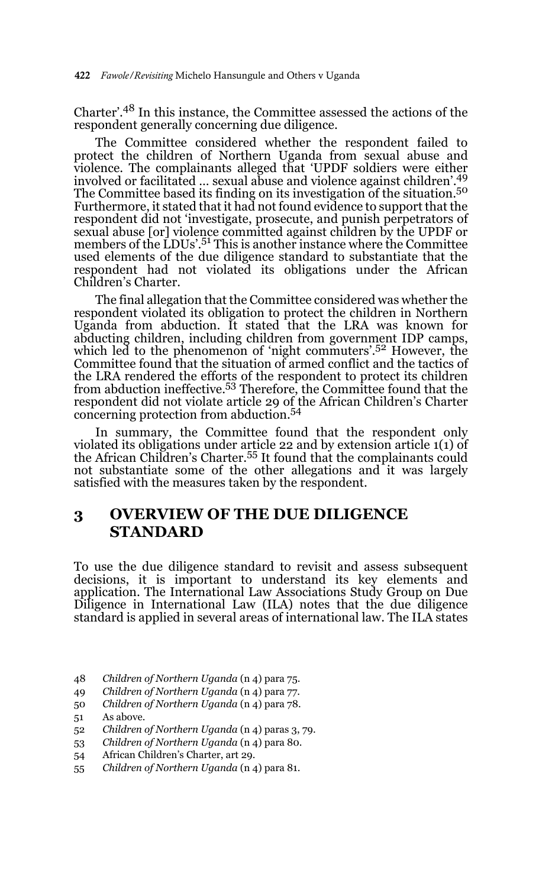Charter'.[48] In this instance, the Committee assessed the actions of the respondent generally concerning due diligence.

The Committee considered whether the respondent failed to protect the children of Northern Uganda from sexual abuse and violence. The complainants alleged that 'UPDF soldiers were either involved or facilitated … sexual abuse and violence against children'.[49] The Committee based its finding on its investigation of the situation.[50] Furthermore, it stated that it had not found evidence to support that the respondent did not 'investigate, prosecute, and punish perpetrators of sexual abuse [or] violence committed against children by the UPDF or members of the LDUs'.[51] This is another instance where the Committee used elements of the due diligence standard to substantiate that the respondent had not violated its obligations under the African Children's Charter.

The final allegation that the Committee considered was whether the respondent violated its obligation to protect the children in Northern Uganda from abduction. It stated that the LRA was known for abducting children, including children from government IDP camps, which led to the phenomenon of 'night commuters'.[52] However, the Committee found that the situation of armed conflict and the tactics of the LRA rendered the efforts of the respondent to protect its children from abduction ineffective.[53] Therefore, the Committee found that the respondent did not violate article 29 of the African Children's Charter concerning protection from abduction.[54]

In summary, the Committee found that the respondent only violated its obligations under article 22 and by extension article 1(1) of the African Children's Charter.[55] It found that the complainants could not substantiate some of the other allegations and it was largely satisfied with the measures taken by the respondent.

## 3 OVERVIEW OF THE DUE DILIGENCE STANDARD

To use the due diligence standard to revisit and assess subsequent decisions, it is important to understand its key elements and application. The International Law Associations Study Group on Due Diligence in International Law (ILA) notes that the due diligence standard is applied in several areas of international law. The ILA states

48 *Children of Northern Uganda* (n 4) para 75.
49 *Children of Northern Uganda* (n 4) para 77.
50 *Children of Northern Uganda* (n 4) para 78.
51 As above.
52 *Children of Northern Uganda* (n 4) paras 3, 79.
53 *Children of Northern Uganda* (n 4) para 80.
54 African Children's Charter, art 29.
55 *Children of Northern Uganda* (n 4) para 81.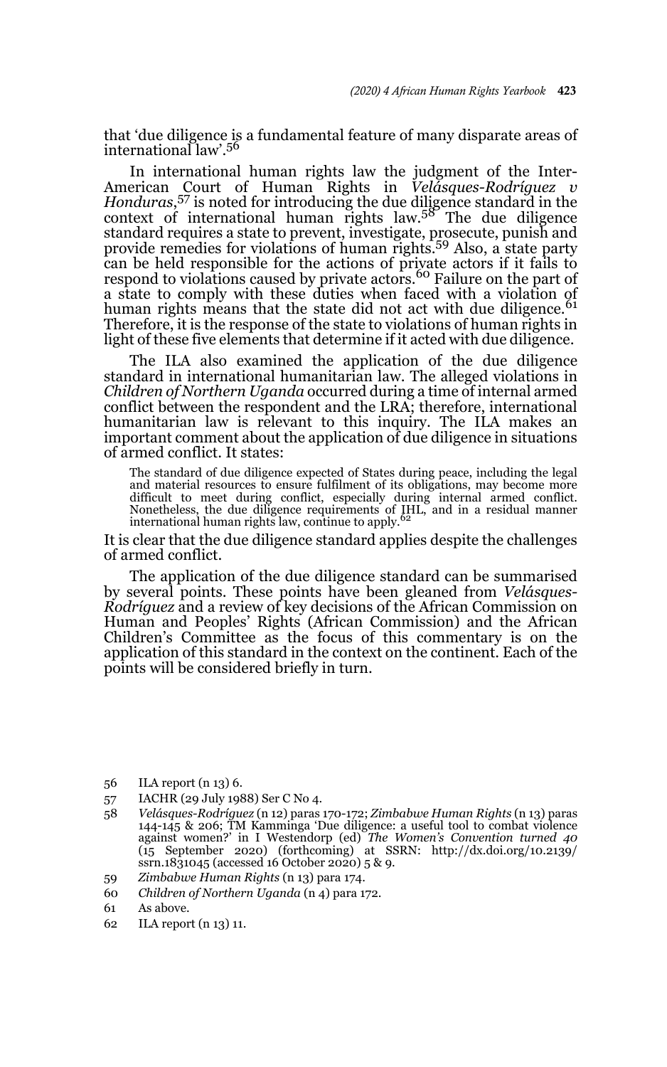that 'due diligence is a fundamental feature of many disparate areas of international law'.[56]

In international human rights law the judgment of the Inter-American Court of Human Rights in *Velásques-Rodríguez v Honduras*,[57] is noted for introducing the due diligence standard in the context of international human rights law.[58] The due diligence standard requires a state to prevent, investigate, prosecute, punish and provide remedies for violations of human rights.[59] Also, a state party can be held responsible for the actions of private actors if it fails to respond to violations caused by private actors.[60] Failure on the part of a state to comply with these duties when faced with a violation of human rights means that the state did not act with due diligence.[61] Therefore, it is the response of the state to violations of human rights in light of these five elements that determine if it acted with due diligence.

The ILA also examined the application of the due diligence standard in international humanitarian law. The alleged violations in *Children of Northern Uganda* occurred during a time of internal armed conflict between the respondent and the LRA; therefore, international humanitarian law is relevant to this inquiry. The ILA makes an important comment about the application of due diligence in situations of armed conflict. It states:

> The standard of due diligence expected of States during peace, including the legal and material resources to ensure fulfilment of its obligations, may become more difficult to meet during conflict, especially during internal armed conflict. Nonetheless, the due diligence requirements of IHL, and in a residual manner international human rights law, continue to apply.[62]

It is clear that the due diligence standard applies despite the challenges of armed conflict.

The application of the due diligence standard can be summarised by several points. These points have been gleaned from *Velásques-Rodríguez* and a review of key decisions of the African Commission on Human and Peoples' Rights (African Commission) and the African Children's Committee as the focus of this commentary is on the application of this standard in the context on the continent. Each of the points will be considered briefly in turn.

---

56 ILA report (n 13) 6.

57 IACHR (29 July 1988) Ser C No 4.

58 *Velásques-Rodríguez* (n 12) paras 170-172; *Zimbabwe Human Rights* (n 13) paras 144-145 & 206; TM Kamminga 'Due diligence: a useful tool to combat violence against women?' in I Westendorp (ed) *The Women's Convention turned 40* (15 September 2020) (forthcoming) at SSRN: http://dx.doi.org/10.2139/ssrn.1831045 (accessed 16 October 2020) 5 & 9.

59 *Zimbabwe Human Rights* (n 13) para 174.

60 *Children of Northern Uganda* (n 4) para 172.

61 As above.

62 ILA report (n 13) 11.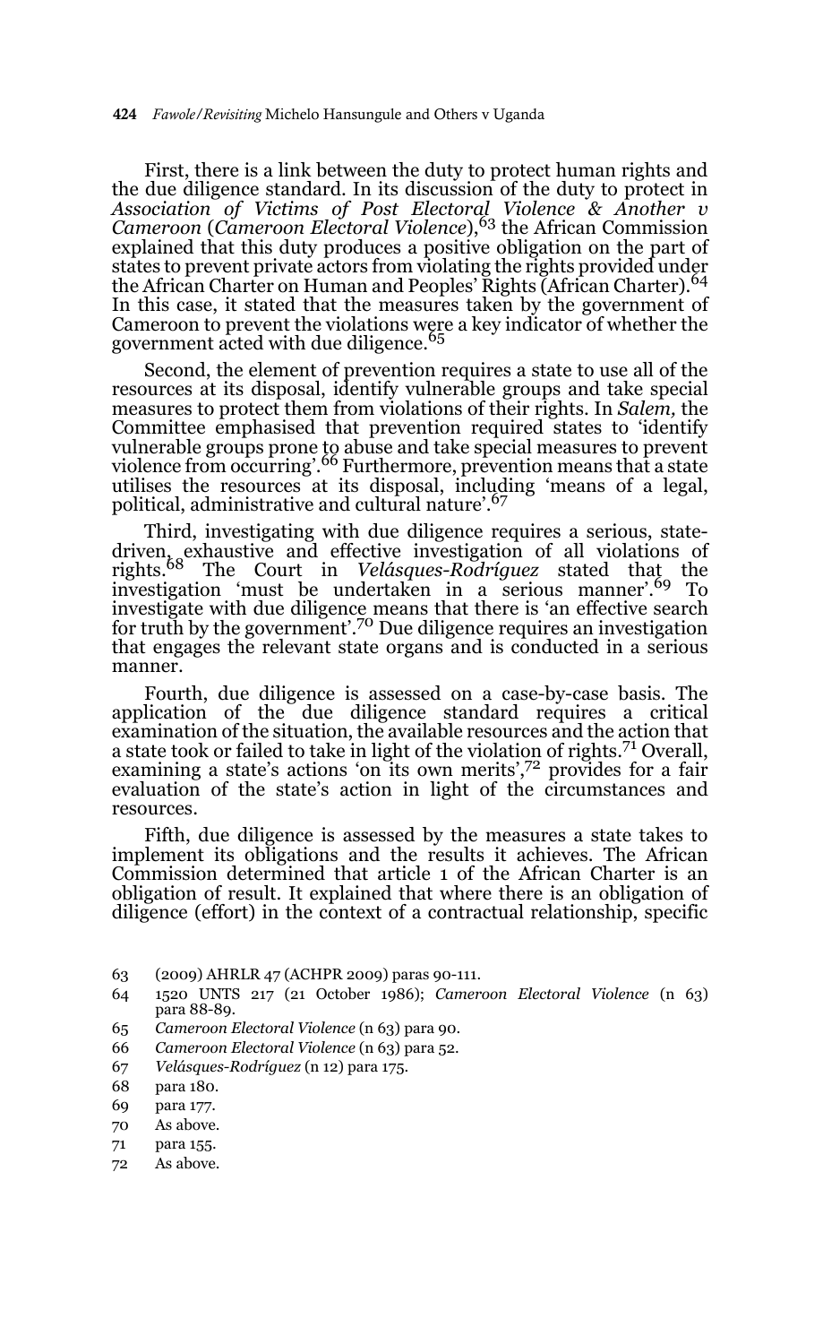First, there is a link between the duty to protect human rights and the due diligence standard. In its discussion of the duty to protect in *Association of Victims of Post Electoral Violence & Another v Cameroon* (*Cameroon Electoral Violence*),[63] the African Commission explained that this duty produces a positive obligation on the part of states to prevent private actors from violating the rights provided under the African Charter on Human and Peoples' Rights (African Charter).[64] In this case, it stated that the measures taken by the government of Cameroon to prevent the violations were a key indicator of whether the government acted with due diligence.[65]

Second, the element of prevention requires a state to use all of the resources at its disposal, identify vulnerable groups and take special measures to protect them from violations of their rights. In *Salem,* the Committee emphasised that prevention required states to 'identify vulnerable groups prone to abuse and take special measures to prevent violence from occurring'.[66] Furthermore, prevention means that a state utilises the resources at its disposal, including 'means of a legal, political, administrative and cultural nature'.[67]

Third, investigating with due diligence requires a serious, state-driven, exhaustive and effective investigation of all violations of rights.[68] The Court in *Velásques-Rodríguez* stated that the investigation 'must be undertaken in a serious manner'.[69] To investigate with due diligence means that there is 'an effective search for truth by the government'.[70] Due diligence requires an investigation that engages the relevant state organs and is conducted in a serious manner.

Fourth, due diligence is assessed on a case-by-case basis. The application of the due diligence standard requires a critical examination of the situation, the available resources and the action that a state took or failed to take in light of the violation of rights.[71] Overall, examining a state's actions 'on its own merits',[72] provides for a fair evaluation of the state's action in light of the circumstances and resources.

Fifth, due diligence is assessed by the measures a state takes to implement its obligations and the results it achieves. The African Commission determined that article 1 of the African Charter is an obligation of result. It explained that where there is an obligation of diligence (effort) in the context of a contractual relationship, specific

---

63 (2009) AHRLR 47 (ACHPR 2009) paras 90-111.

64 1520 UNTS 217 (21 October 1986); *Cameroon Electoral Violence* (n 63) para 88-89.

65 *Cameroon Electoral Violence* (n 63) para 90.

66 *Cameroon Electoral Violence* (n 63) para 52.

67 *Velásques-Rodríguez* (n 12) para 175.

68 para 180.

69 para 177.

70 As above.

71 para 155.

72 As above.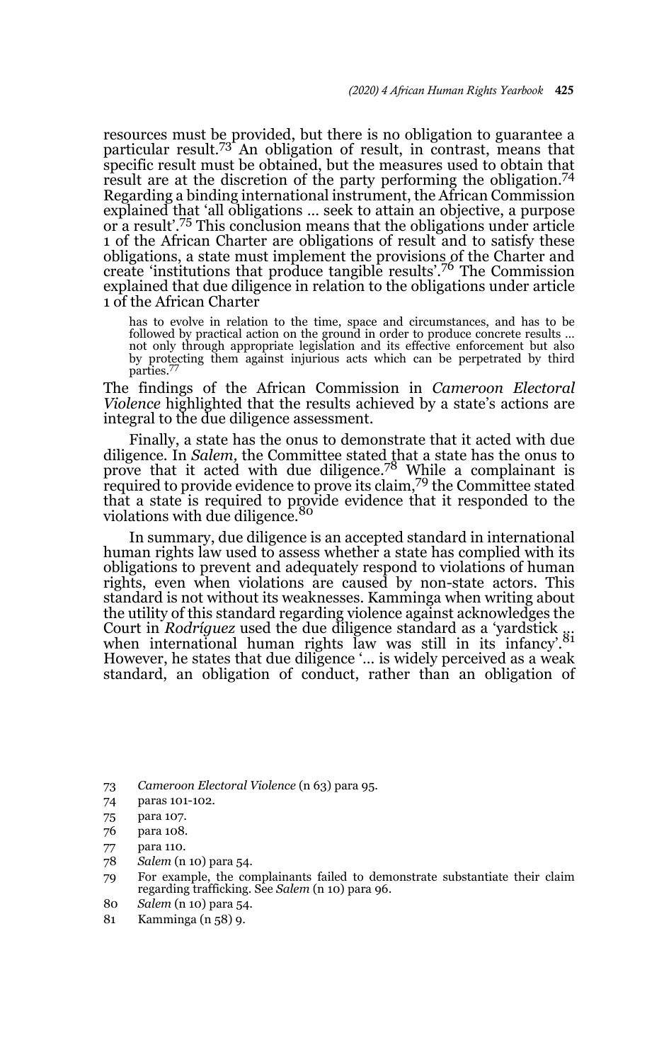resources must be provided, but there is no obligation to guarantee a particular result.[73] An obligation of result, in contrast, means that specific result must be obtained, but the measures used to obtain that result are at the discretion of the party performing the obligation.[74] Regarding a binding international instrument, the African Commission explained that 'all obligations … seek to attain an objective, a purpose or a result'.[75] This conclusion means that the obligations under article 1 of the African Charter are obligations of result and to satisfy these obligations, a state must implement the provisions of the Charter and create 'institutions that produce tangible results'.[76] The Commission explained that due diligence in relation to the obligations under article 1 of the African Charter

> has to evolve in relation to the time, space and circumstances, and has to be followed by practical action on the ground in order to produce concrete results … not only through appropriate legislation and its effective enforcement but also by protecting them against injurious acts which can be perpetrated by third parties.[77]

The findings of the African Commission in *Cameroon Electoral Violence* highlighted that the results achieved by a state's actions are integral to the due diligence assessment.

Finally, a state has the onus to demonstrate that it acted with due diligence. In *Salem,* the Committee stated that a state has the onus to prove that it acted with due diligence.[78] While a complainant is required to provide evidence to prove its claim,[79] the Committee stated that a state is required to provide evidence that it responded to the violations with due diligence.[80]

In summary, due diligence is an accepted standard in international human rights law used to assess whether a state has complied with its obligations to prevent and adequately respond to violations of human rights, even when violations are caused by non-state actors. This standard is not without its weaknesses. Kamminga when writing about the utility of this standard regarding violence against acknowledges the Court in *Rodríguez* used the due diligence standard as a 'yardstick … when international human rights law was still in its infancy'.[81] However, he states that due diligence '… is widely perceived as a weak standard, an obligation of conduct, rather than an obligation of

---

73 *Cameroon Electoral Violence* (n 63) para 95.

74 paras 101-102.

75 para 107.

76 para 108.

77 para 110.

78 *Salem* (n 10) para 54.

79 For example, the complainants failed to demonstrate substantiate their claim regarding trafficking. See *Salem* (n 10) para 96.

80 *Salem* (n 10) para 54.

81 Kamminga (n 58) 9.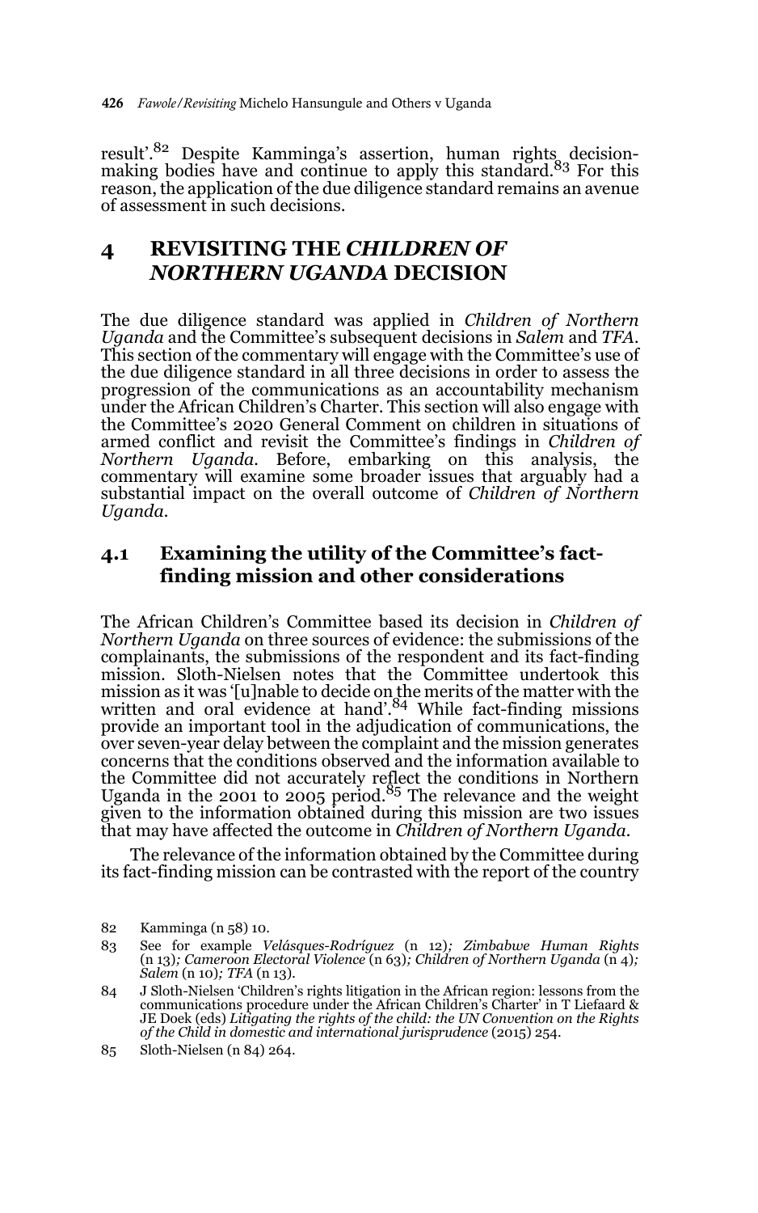result'.[82] Despite Kamminga's assertion, human rights decision-making bodies have and continue to apply this standard.[83] For this reason, the application of the due diligence standard remains an avenue of assessment in such decisions.

## 4 REVISITING THE *CHILDREN OF NORTHERN UGANDA* DECISION

The due diligence standard was applied in *Children of Northern Uganda* and the Committee's subsequent decisions in *Salem* and *TFA*. This section of the commentary will engage with the Committee's use of the due diligence standard in all three decisions in order to assess the progression of the communications as an accountability mechanism under the African Children's Charter. This section will also engage with the Committee's 2020 General Comment on children in situations of armed conflict and revisit the Committee's findings in *Children of Northern Uganda*. Before, embarking on this analysis, the commentary will examine some broader issues that arguably had a substantial impact on the overall outcome of *Children of Northern Uganda*.

### 4.1 Examining the utility of the Committee's fact-finding mission and other considerations

The African Children's Committee based its decision in *Children of Northern Uganda* on three sources of evidence: the submissions of the complainants, the submissions of the respondent and its fact-finding mission. Sloth-Nielsen notes that the Committee undertook this mission as it was '[u]nable to decide on the merits of the matter with the written and oral evidence at hand'.[84] While fact-finding missions provide an important tool in the adjudication of communications, the over seven-year delay between the complaint and the mission generates concerns that the conditions observed and the information available to the Committee did not accurately reflect the conditions in Northern Uganda in the 2001 to 2005 period.[85] The relevance and the weight given to the information obtained during this mission are two issues that may have affected the outcome in *Children of Northern Uganda*.

The relevance of the information obtained by the Committee during its fact-finding mission can be contrasted with the report of the country

82 Kamminga (n 58) 10.

83 See for example *Velásques-Rodríguez* (n 12)*; Zimbabwe Human Rights* (n 13)*; Cameroon Electoral Violence* (n 63)*; Children of Northern Uganda* (n 4)*; Salem* (n 10)*; TFA* (n 13).

84 J Sloth-Nielsen 'Children's rights litigation in the African region: lessons from the communications procedure under the African Children's Charter' in T Liefaard & JE Doek (eds) *Litigating the rights of the child: the UN Convention on the Rights of the Child in domestic and international jurisprudence* (2015) 254.

85 Sloth-Nielsen (n 84) 264.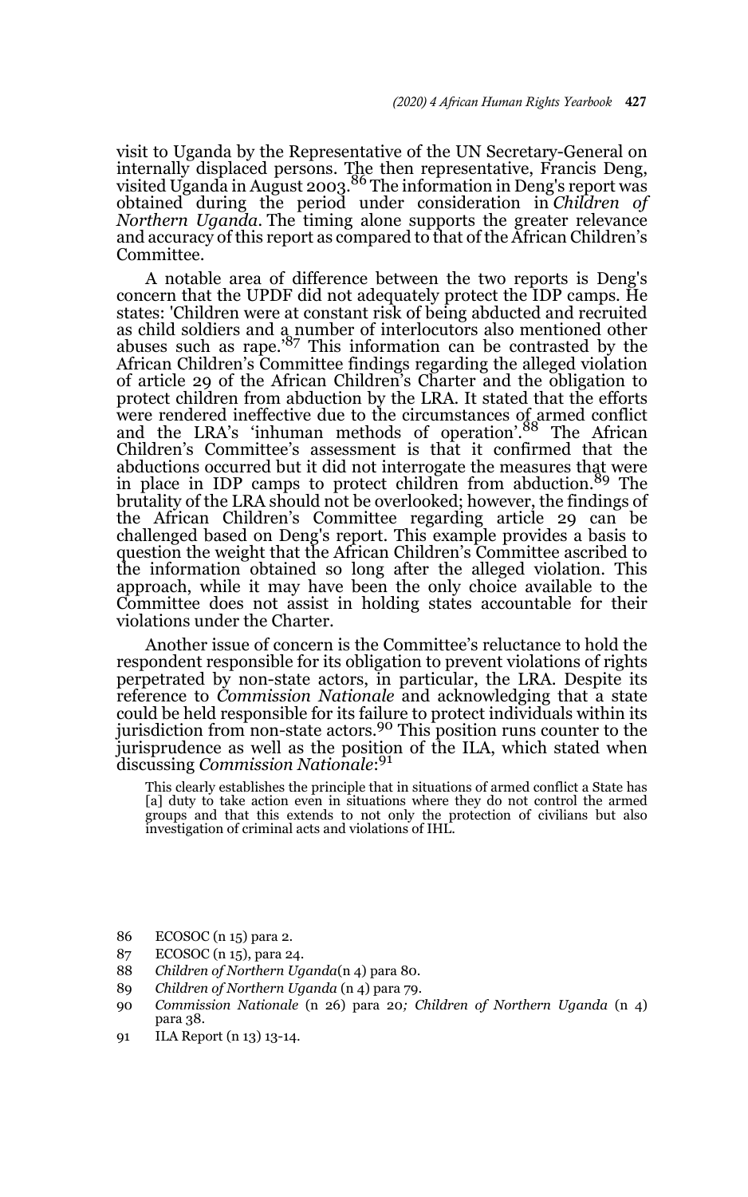visit to Uganda by the Representative of the UN Secretary-General on internally displaced persons. The then representative, Francis Deng, visited Uganda in August 2003.[86] The information in Deng's report was obtained during the period under consideration in *Children of Northern Uganda*. The timing alone supports the greater relevance and accuracy of this report as compared to that of the African Children's Committee.

A notable area of difference between the two reports is Deng's concern that the UPDF did not adequately protect the IDP camps. He states: 'Children were at constant risk of being abducted and recruited as child soldiers and a number of interlocutors also mentioned other abuses such as rape.'[87] This information can be contrasted by the African Children's Committee findings regarding the alleged violation of article 29 of the African Children's Charter and the obligation to protect children from abduction by the LRA. It stated that the efforts were rendered ineffective due to the circumstances of armed conflict and the LRA's 'inhuman methods of operation'.[88] The African Children's Committee's assessment is that it confirmed that the abductions occurred but it did not interrogate the measures that were in place in IDP camps to protect children from abduction.[89] The brutality of the LRA should not be overlooked; however, the findings of the African Children's Committee regarding article 29 can be challenged based on Deng's report. This example provides a basis to question the weight that the African Children's Committee ascribed to the information obtained so long after the alleged violation. This approach, while it may have been the only choice available to the Committee does not assist in holding states accountable for their violations under the Charter.

Another issue of concern is the Committee's reluctance to hold the respondent responsible for its obligation to prevent violations of rights perpetrated by non-state actors, in particular, the LRA. Despite its reference to *Commission Nationale* and acknowledging that a state could be held responsible for its failure to protect individuals within its jurisdiction from non-state actors.[90] This position runs counter to the jurisprudence as well as the position of the ILA, which stated when discussing *Commission Nationale*:[91]

> This clearly establishes the principle that in situations of armed conflict a State has [a] duty to take action even in situations where they do not control the armed groups and that this extends to not only the protection of civilians but also investigation of criminal acts and violations of IHL.

86 ECOSOC (n 15) para 2.

87 ECOSOC (n 15), para 24.

88 *Children of Northern Uganda*(n 4) para 80.

89 *Children of Northern Uganda* (n 4) para 79.

90 *Commission Nationale* (n 26) para 20*; Children of Northern Uganda* (n 4) para 38.

91 ILA Report (n 13) 13-14.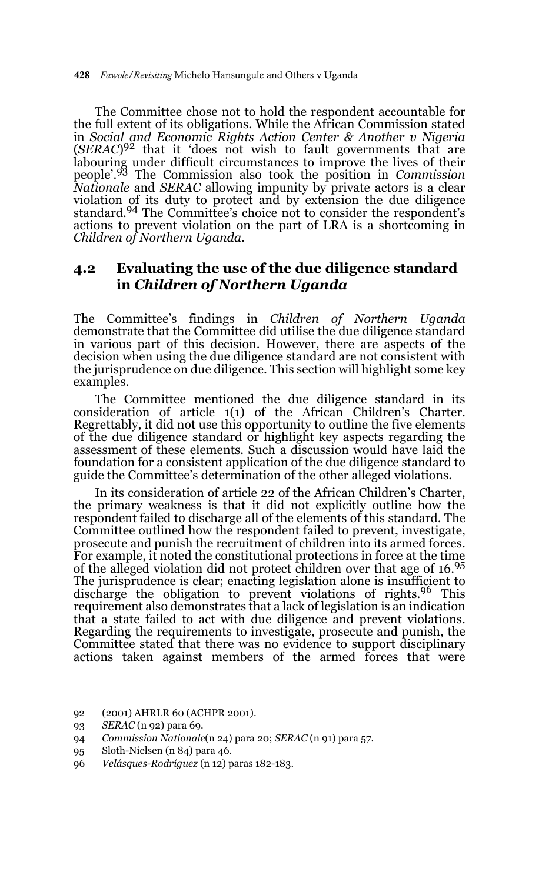The Committee chose not to hold the respondent accountable for the full extent of its obligations. While the African Commission stated in *Social and Economic Rights Action Center & Another v Nigeria* (*SERAC*)[92] that it 'does not wish to fault governments that are labouring under difficult circumstances to improve the lives of their people'.[93] The Commission also took the position in *Commission Nationale* and *SERAC* allowing impunity by private actors is a clear violation of its duty to protect and by extension the due diligence standard.[94] The Committee's choice not to consider the respondent's actions to prevent violation on the part of LRA is a shortcoming in *Children of Northern Uganda*.

## 4.2 Evaluating the use of the due diligence standard in *Children of Northern Uganda*

The Committee's findings in *Children of Northern Uganda* demonstrate that the Committee did utilise the due diligence standard in various part of this decision. However, there are aspects of the decision when using the due diligence standard are not consistent with the jurisprudence on due diligence. This section will highlight some key examples.

The Committee mentioned the due diligence standard in its consideration of article 1(1) of the African Children's Charter. Regrettably, it did not use this opportunity to outline the five elements of the due diligence standard or highlight key aspects regarding the assessment of these elements. Such a discussion would have laid the foundation for a consistent application of the due diligence standard to guide the Committee's determination of the other alleged violations.

In its consideration of article 22 of the African Children's Charter, the primary weakness is that it did not explicitly outline how the respondent failed to discharge all of the elements of this standard. The Committee outlined how the respondent failed to prevent, investigate, prosecute and punish the recruitment of children into its armed forces. For example, it noted the constitutional protections in force at the time of the alleged violation did not protect children over that age of 16.[95] The jurisprudence is clear; enacting legislation alone is insufficient to discharge the obligation to prevent violations of rights.[96] This requirement also demonstrates that a lack of legislation is an indication that a state failed to act with due diligence and prevent violations. Regarding the requirements to investigate, prosecute and punish, the Committee stated that there was no evidence to support disciplinary actions taken against members of the armed forces that were

92 (2001) AHRLR 60 (ACHPR 2001).

93 *SERAC* (n 92) para 69.

94 *Commission Nationale*(n 24) para 20; *SERAC* (n 91) para 57.

95 Sloth-Nielsen (n 84) para 46.

96 *Velásques-Rodríguez* (n 12) paras 182-183.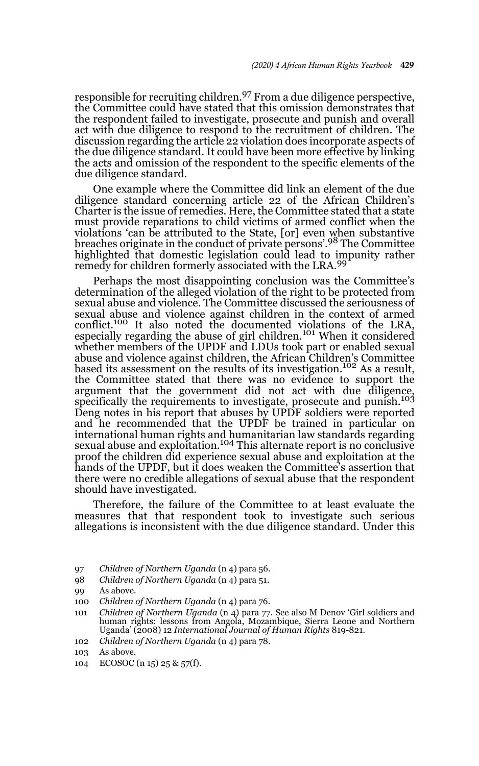responsible for recruiting children.[97] From a due diligence perspective, the Committee could have stated that this omission demonstrates that the respondent failed to investigate, prosecute and punish and overall act with due diligence to respond to the recruitment of children. The discussion regarding the article 22 violation does incorporate aspects of the due diligence standard. It could have been more effective by linking the acts and omission of the respondent to the specific elements of the due diligence standard.

One example where the Committee did link an element of the due diligence standard concerning article 22 of the African Children's Charter is the issue of remedies. Here, the Committee stated that a state must provide reparations to child victims of armed conflict when the violations 'can be attributed to the State, [or] even when substantive breaches originate in the conduct of private persons'.[98] The Committee highlighted that domestic legislation could lead to impunity rather remedy for children formerly associated with the LRA.[99]

Perhaps the most disappointing conclusion was the Committee's determination of the alleged violation of the right to be protected from sexual abuse and violence. The Committee discussed the seriousness of sexual abuse and violence against children in the context of armed conflict.[100] It also noted the documented violations of the LRA, especially regarding the abuse of girl children.[101] When it considered whether members of the UPDF and LDUs took part or enabled sexual abuse and violence against children, the African Children's Committee based its assessment on the results of its investigation.[102] As a result, the Committee stated that there was no evidence to support the argument that the government did not act with due diligence, specifically the requirements to investigate, prosecute and punish.[103] Deng notes in his report that abuses by UPDF soldiers were reported and he recommended that the UPDF be trained in particular on international human rights and humanitarian law standards regarding sexual abuse and exploitation.[104] This alternate report is no conclusive proof the children did experience sexual abuse and exploitation at the hands of the UPDF, but it does weaken the Committee's assertion that there were no credible allegations of sexual abuse that the respondent should have investigated.

Therefore, the failure of the Committee to at least evaluate the measures that that respondent took to investigate such serious allegations is inconsistent with the due diligence standard. Under this

---

97 *Children of Northern Uganda* (n 4) para 56.

98 *Children of Northern Uganda* (n 4) para 51.

99 As above.

100 *Children of Northern Uganda* (n 4) para 76.

101 *Children of Northern Uganda* (n 4) para 77. See also M Denov 'Girl soldiers and human rights: lessons from Angola, Mozambique, Sierra Leone and Northern Uganda' (2008) 12 *International Journal of Human Rights* 819-821.

102 *Children of Northern Uganda* (n 4) para 78.

103 As above.

104 ECOSOC (n 15) 25 & 57(f).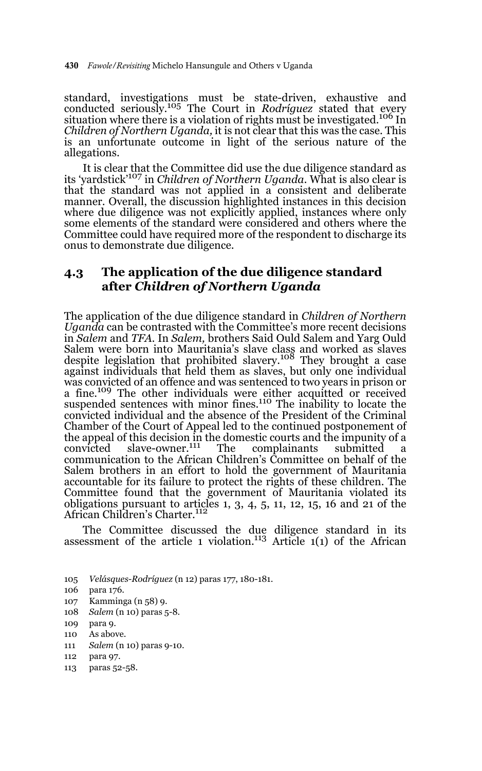standard, investigations must be state-driven, exhaustive and conducted seriously.[105] The Court in *Rodríguez* stated that every situation where there is a violation of rights must be investigated.[106] In *Children of Northern Uganda*, it is not clear that this was the case. This is an unfortunate outcome in light of the serious nature of the allegations.

It is clear that the Committee did use the due diligence standard as its 'yardstick'[107] in *Children of Northern Uganda*. What is also clear is that the standard was not applied in a consistent and deliberate manner. Overall, the discussion highlighted instances in this decision where due diligence was not explicitly applied, instances where only some elements of the standard were considered and others where the Committee could have required more of the respondent to discharge its onus to demonstrate due diligence.

### 4.3 The application of the due diligence standard after *Children of Northern Uganda*

The application of the due diligence standard in *Children of Northern Uganda* can be contrasted with the Committee's more recent decisions in *Salem* and *TFA*. In *Salem*, brothers Said Ould Salem and Yarg Ould Salem were born into Mauritania's slave class and worked as slaves despite legislation that prohibited slavery.[108] They brought a case against individuals that held them as slaves, but only one individual was convicted of an offence and was sentenced to two years in prison or a fine.[109] The other individuals were either acquitted or received suspended sentences with minor fines.[110] The inability to locate the convicted individual and the absence of the President of the Criminal Chamber of the Court of Appeal led to the continued postponement of the appeal of this decision in the domestic courts and the impunity of a convicted slave-owner.[111] The complainants submitted a communication to the African Children's Committee on behalf of the Salem brothers in an effort to hold the government of Mauritania accountable for its failure to protect the rights of these children. The Committee found that the government of Mauritania violated its obligations pursuant to articles 1, 3, 4, 5, 11, 12, 15, 16 and 21 of the African Children's Charter.[112]

The Committee discussed the due diligence standard in its assessment of the article 1 violation.[113] Article 1(1) of the African

105 *Velásques-Rodríguez* (n 12) paras 177, 180-181.

106 para 176.

107 Kamminga (n 58) 9.

108 *Salem* (n 10) paras 5-8.

109 para 9.

110 As above.

111 *Salem* (n 10) paras 9-10.

112 para 97.

113 paras 52-58.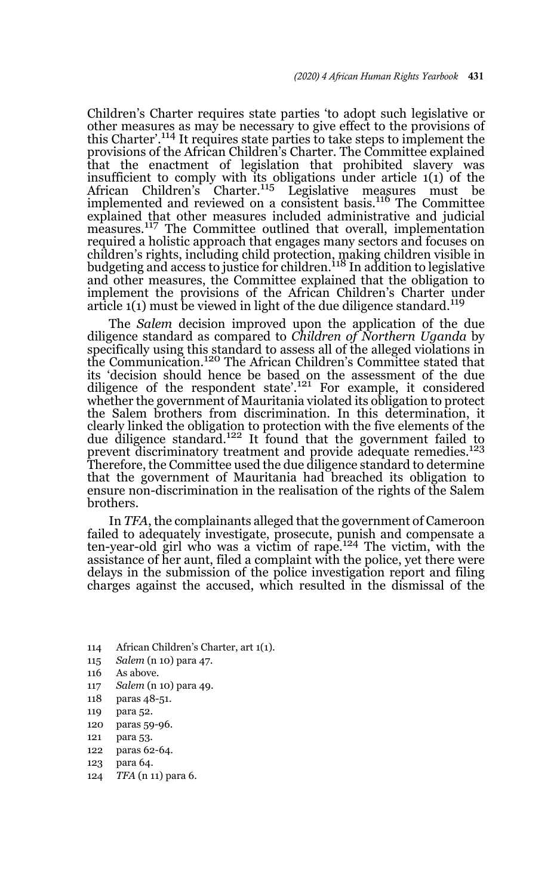Children's Charter requires state parties 'to adopt such legislative or other measures as may be necessary to give effect to the provisions of this Charter'.[114] It requires state parties to take steps to implement the provisions of the African Children's Charter. The Committee explained that the enactment of legislation that prohibited slavery was insufficient to comply with its obligations under article 1(1) of the African Children's Charter.[115] Legislative measures must be implemented and reviewed on a consistent basis.[116] The Committee explained that other measures included administrative and judicial measures.[117] The Committee outlined that overall, implementation required a holistic approach that engages many sectors and focuses on children's rights, including child protection, making children visible in budgeting and access to justice for children.[118] In addition to legislative and other measures, the Committee explained that the obligation to implement the provisions of the African Children's Charter under article 1(1) must be viewed in light of the due diligence standard.[119]

The *Salem* decision improved upon the application of the due diligence standard as compared to *Children of Northern Uganda* by specifically using this standard to assess all of the alleged violations in the Communication.[120] The African Children's Committee stated that its 'decision should hence be based on the assessment of the due diligence of the respondent state'.[121] For example, it considered whether the government of Mauritania violated its obligation to protect the Salem brothers from discrimination. In this determination, it clearly linked the obligation to protection with the five elements of the due diligence standard.[122] It found that the government failed to prevent discriminatory treatment and provide adequate remedies.[123] Therefore, the Committee used the due diligence standard to determine that the government of Mauritania had breached its obligation to ensure non-discrimination in the realisation of the rights of the Salem brothers.

In *TFA*, the complainants alleged that the government of Cameroon failed to adequately investigate, prosecute, punish and compensate a ten-year-old girl who was a victim of rape.[124] The victim, with the assistance of her aunt, filed a complaint with the police, yet there were delays in the submission of the police investigation report and filing charges against the accused, which resulted in the dismissal of the

114 African Children's Charter, art 1(1).
115 *Salem* (n 10) para 47.
116 As above.
117 *Salem* (n 10) para 49.
118 paras 48-51.
119 para 52.
120 paras 59-96.
121 para 53.
122 paras 62-64.
123 para 64.
124 *TFA* (n 11) para 6.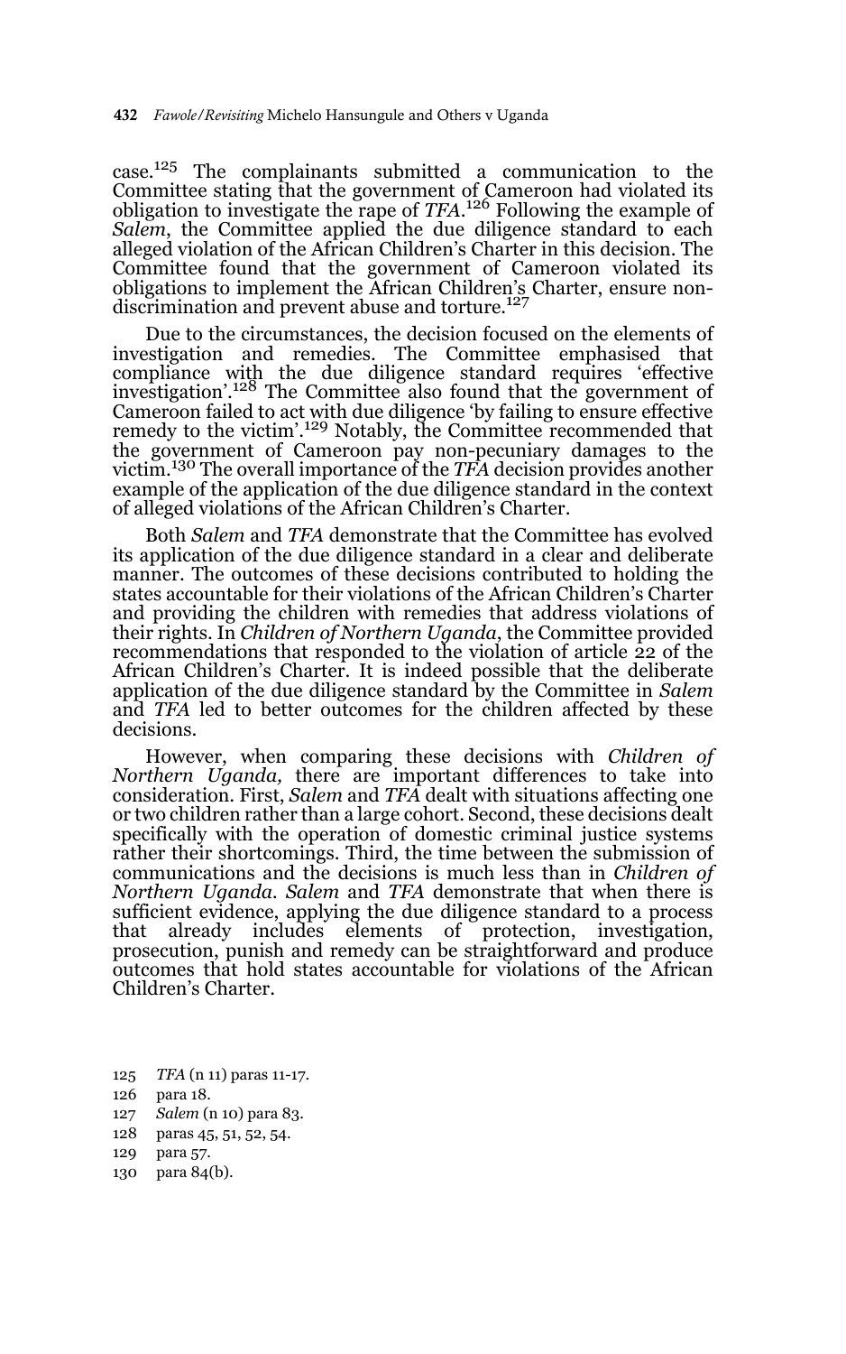case.[125] The complainants submitted a communication to the Committee stating that the government of Cameroon had violated its obligation to investigate the rape of *TFA*.[126] Following the example of *Salem*, the Committee applied the due diligence standard to each alleged violation of the African Children's Charter in this decision. The Committee found that the government of Cameroon violated its obligations to implement the African Children's Charter, ensure non-discrimination and prevent abuse and torture.[127]

Due to the circumstances, the decision focused on the elements of investigation and remedies. The Committee emphasised that compliance with the due diligence standard requires 'effective investigation'.[128] The Committee also found that the government of Cameroon failed to act with due diligence 'by failing to ensure effective remedy to the victim'.[129] Notably, the Committee recommended that the government of Cameroon pay non-pecuniary damages to the victim.[130] The overall importance of the *TFA* decision provides another example of the application of the due diligence standard in the context of alleged violations of the African Children's Charter.

Both *Salem* and *TFA* demonstrate that the Committee has evolved its application of the due diligence standard in a clear and deliberate manner. The outcomes of these decisions contributed to holding the states accountable for their violations of the African Children's Charter and providing the children with remedies that address violations of their rights. In *Children of Northern Uganda*, the Committee provided recommendations that responded to the violation of article 22 of the African Children's Charter. It is indeed possible that the deliberate application of the due diligence standard by the Committee in *Salem* and *TFA* led to better outcomes for the children affected by these decisions.

However, when comparing these decisions with *Children of Northern Uganda,* there are important differences to take into consideration. First, *Salem* and *TFA* dealt with situations affecting one or two children rather than a large cohort. Second, these decisions dealt specifically with the operation of domestic criminal justice systems rather their shortcomings. Third, the time between the submission of communications and the decisions is much less than in *Children of Northern Uganda*. *Salem* and *TFA* demonstrate that when there is sufficient evidence, applying the due diligence standard to a process that already includes elements of protection, investigation, prosecution, punish and remedy can be straightforward and produce outcomes that hold states accountable for violations of the African Children's Charter.

125 *TFA* (n 11) paras 11-17.

126 para 18.

127 *Salem* (n 10) para 83.

128 paras 45, 51, 52, 54.

129 para 57.

130 para 84(b).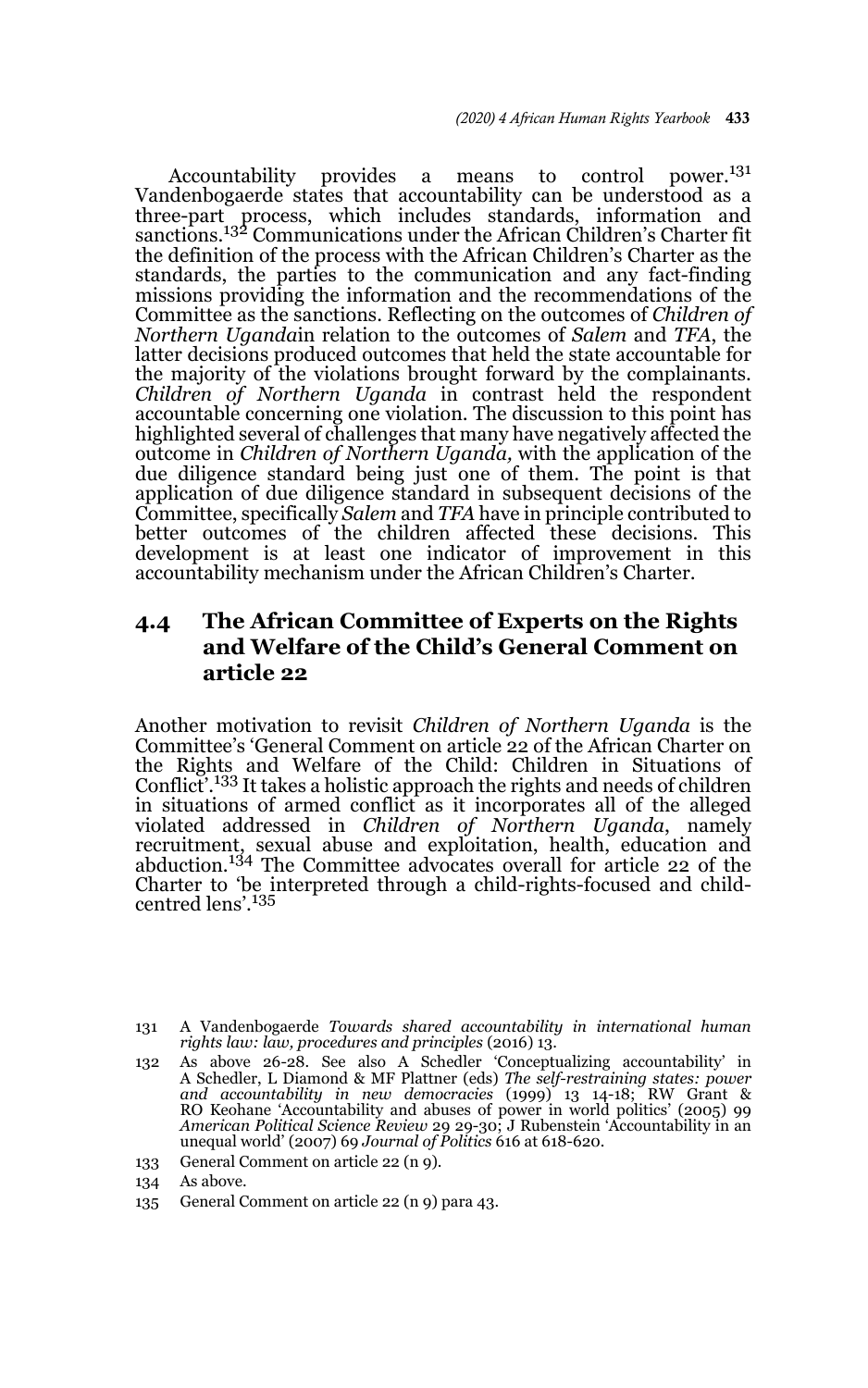Accountability provides a means to control power.[131] Vandenbogaerde states that accountability can be understood as a three-part process, which includes standards, information and sanctions.[132] Communications under the African Children's Charter fit the definition of the process with the African Children's Charter as the standards, the parties to the communication and any fact-finding missions providing the information and the recommendations of the Committee as the sanctions. Reflecting on the outcomes of *Children of Northern Uganda*in relation to the outcomes of *Salem* and *TFA*, the latter decisions produced outcomes that held the state accountable for the majority of the violations brought forward by the complainants. *Children of Northern Uganda* in contrast held the respondent accountable concerning one violation. The discussion to this point has highlighted several of challenges that many have negatively affected the outcome in *Children of Northern Uganda,* with the application of the due diligence standard being just one of them. The point is that application of due diligence standard in subsequent decisions of the Committee, specifically *Salem* and *TFA* have in principle contributed to better outcomes of the children affected these decisions. This development is at least one indicator of improvement in this accountability mechanism under the African Children's Charter.

## 4.4 The African Committee of Experts on the Rights and Welfare of the Child's General Comment on article 22

Another motivation to revisit *Children of Northern Uganda* is the Committee's 'General Comment on article 22 of the African Charter on the Rights and Welfare of the Child: Children in Situations of Conflict'.[133] It takes a holistic approach the rights and needs of children in situations of armed conflict as it incorporates all of the alleged violated addressed in *Children of Northern Uganda*, namely recruitment, sexual abuse and exploitation, health, education and abduction.[134] The Committee advocates overall for article 22 of the Charter to 'be interpreted through a child-rights-focused and child-centred lens'.[135]

131 A Vandenbogaerde *Towards shared accountability in international human rights law: law, procedures and principles* (2016) 13.

132 As above 26-28. See also A Schedler 'Conceptualizing accountability' in A Schedler, L Diamond & MF Plattner (eds) *The self-restraining states: power and accountability in new democracies* (1999) 13 14-18; RW Grant & RO Keohane 'Accountability and abuses of power in world politics' (2005) 99 *American Political Science Review* 29 29-30; J Rubenstein 'Accountability in an unequal world' (2007) 69 *Journal of Politics* 616 at 618-620.

133 General Comment on article 22 (n 9).

134 As above.

135 General Comment on article 22 (n 9) para 43.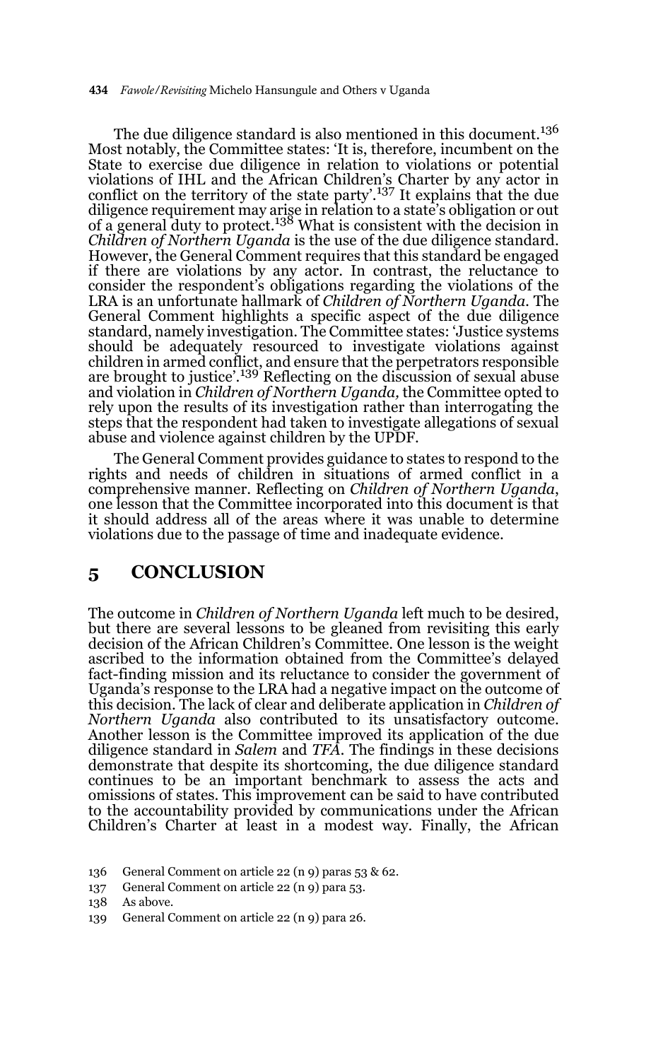The due diligence standard is also mentioned in this document.[136] Most notably, the Committee states: 'It is, therefore, incumbent on the State to exercise due diligence in relation to violations or potential violations of IHL and the African Children's Charter by any actor in conflict on the territory of the state party'.[137] It explains that the due diligence requirement may arise in relation to a state's obligation or out of a general duty to protect.[138] What is consistent with the decision in *Children of Northern Uganda* is the use of the due diligence standard. However, the General Comment requires that this standard be engaged if there are violations by any actor. In contrast, the reluctance to consider the respondent's obligations regarding the violations of the LRA is an unfortunate hallmark of *Children of Northern Uganda*. The General Comment highlights a specific aspect of the due diligence standard, namely investigation. The Committee states: 'Justice systems should be adequately resourced to investigate violations against children in armed conflict, and ensure that the perpetrators responsible are brought to justice'.[139] Reflecting on the discussion of sexual abuse and violation in *Children of Northern Uganda,* the Committee opted to rely upon the results of its investigation rather than interrogating the steps that the respondent had taken to investigate allegations of sexual abuse and violence against children by the UPDF.

The General Comment provides guidance to states to respond to the rights and needs of children in situations of armed conflict in a comprehensive manner. Reflecting on *Children of Northern Uganda*, one lesson that the Committee incorporated into this document is that it should address all of the areas where it was unable to determine violations due to the passage of time and inadequate evidence.

## 5 CONCLUSION

The outcome in *Children of Northern Uganda* left much to be desired, but there are several lessons to be gleaned from revisiting this early decision of the African Children's Committee. One lesson is the weight ascribed to the information obtained from the Committee's delayed fact-finding mission and its reluctance to consider the government of Uganda's response to the LRA had a negative impact on the outcome of this decision. The lack of clear and deliberate application in *Children of Northern Uganda* also contributed to its unsatisfactory outcome. Another lesson is the Committee improved its application of the due diligence standard in *Salem* and *TFA*. The findings in these decisions demonstrate that despite its shortcoming, the due diligence standard continues to be an important benchmark to assess the acts and omissions of states. This improvement can be said to have contributed to the accountability provided by communications under the African Children's Charter at least in a modest way. Finally, the African

136 General Comment on article 22 (n 9) paras 53 & 62.

137 General Comment on article 22 (n 9) para 53.

138 As above.

139 General Comment on article 22 (n 9) para 26.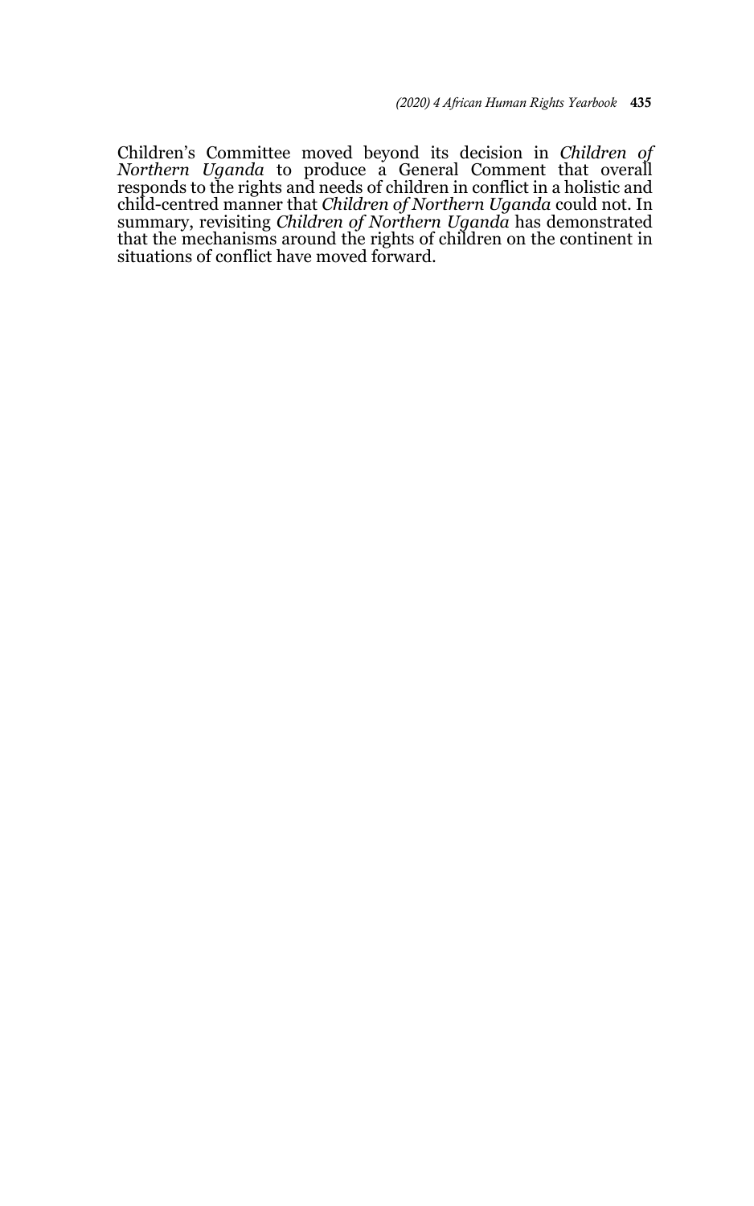Children's Committee moved beyond its decision in *Children of Northern Uganda* to produce a General Comment that overall responds to the rights and needs of children in conflict in a holistic and child-centred manner that *Children of Northern Uganda* could not. In summary, revisiting *Children of Northern Uganda* has demonstrated that the mechanisms around the rights of children on the continent in situations of conflict have moved forward.